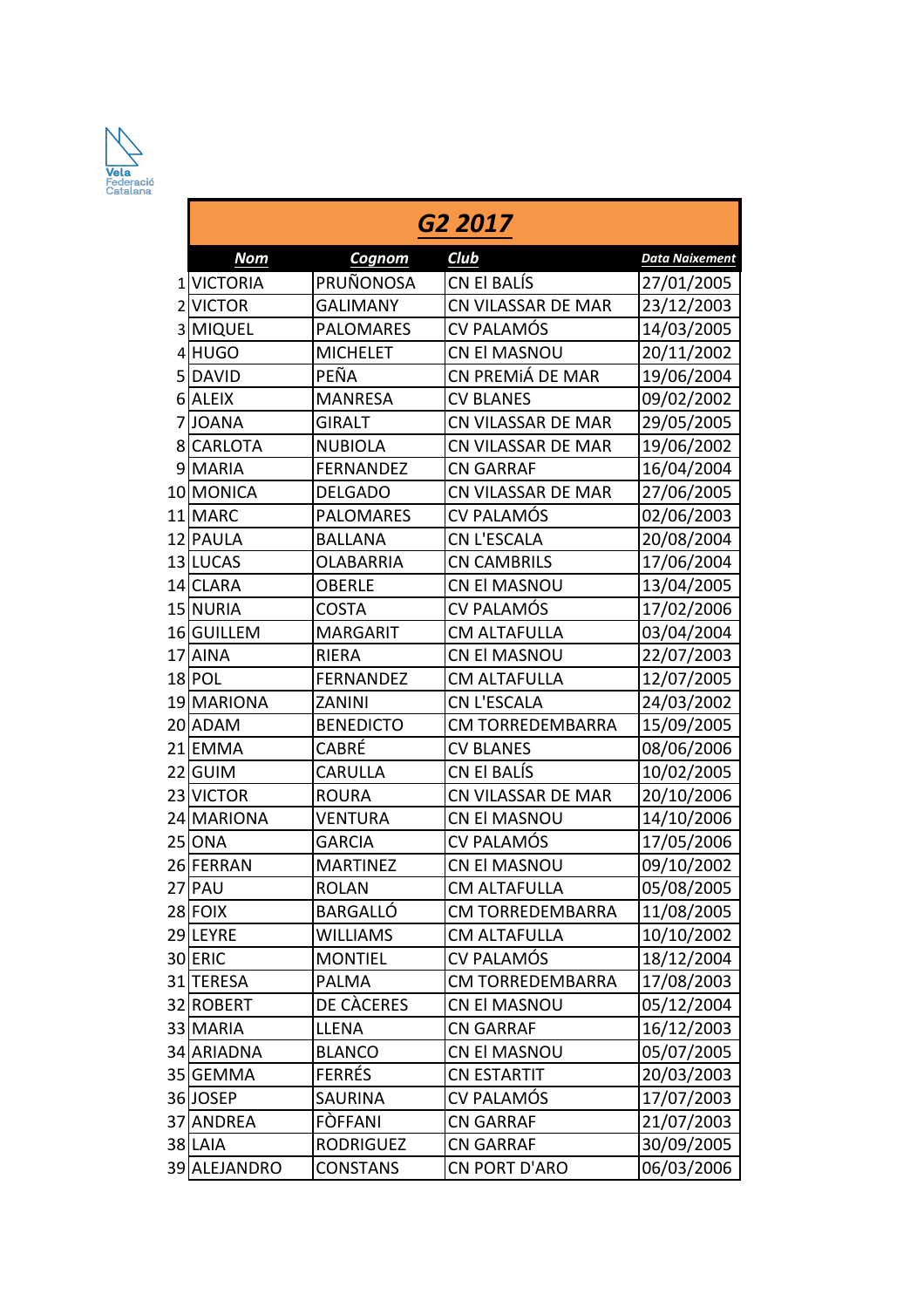Vela Federació Catalana

| | G2 2017 | | | |
|---|---|---|---|---|
| | ***Nom*** | ***Cognom*** | ***Club*** | ***Data Naixement*** |
| 1 | VICTORIA | PRUÑONOSA | CN El BALÍS | 27/01/2005 |
| 2 | VICTOR | GALIMANY | CN VILASSAR DE MAR | 23/12/2003 |
| 3 | MIQUEL | PALOMARES | CV PALAMÓS | 14/03/2005 |
| 4 | HUGO | MICHELET | CN El MASNOU | 20/11/2002 |
| 5 | DAVID | PEÑA | CN PREMiÁ DE MAR | 19/06/2004 |
| 6 | ALEIX | MANRESA | CV BLANES | 09/02/2002 |
| 7 | JOANA | GIRALT | CN VILASSAR DE MAR | 29/05/2005 |
| 8 | CARLOTA | NUBIOLA | CN VILASSAR DE MAR | 19/06/2002 |
| 9 | MARIA | FERNANDEZ | CN GARRAF | 16/04/2004 |
| 10 | MONICA | DELGADO | CN VILASSAR DE MAR | 27/06/2005 |
| 11 | MARC | PALOMARES | CV PALAMÓS | 02/06/2003 |
| 12 | PAULA | BALLANA | CN L'ESCALA | 20/08/2004 |
| 13 | LUCAS | OLABARRIA | CN CAMBRILS | 17/06/2004 |
| 14 | CLARA | OBERLE | CN El MASNOU | 13/04/2005 |
| 15 | NURIA | COSTA | CV PALAMÓS | 17/02/2006 |
| 16 | GUILLEM | MARGARIT | CM ALTAFULLA | 03/04/2004 |
| 17 | AINA | RIERA | CN El MASNOU | 22/07/2003 |
| 18 | POL | FERNANDEZ | CM ALTAFULLA | 12/07/2005 |
| 19 | MARIONA | ZANINI | CN L'ESCALA | 24/03/2002 |
| 20 | ADAM | BENEDICTO | CM TORREDEMBARRA | 15/09/2005 |
| 21 | EMMA | CABRÉ | CV BLANES | 08/06/2006 |
| 22 | GUIM | CARULLA | CN El BALÍS | 10/02/2005 |
| 23 | VICTOR | ROURA | CN VILASSAR DE MAR | 20/10/2006 |
| 24 | MARIONA | VENTURA | CN El MASNOU | 14/10/2006 |
| 25 | ONA | GARCIA | CV PALAMÓS | 17/05/2006 |
| 26 | FERRAN | MARTINEZ | CN El MASNOU | 09/10/2002 |
| 27 | PAU | ROLAN | CM ALTAFULLA | 05/08/2005 |
| 28 | FOIX | BARGALLÓ | CM TORREDEMBARRA | 11/08/2005 |
| 29 | LEYRE | WILLIAMS | CM ALTAFULLA | 10/10/2002 |
| 30 | ERIC | MONTIEL | CV PALAMÓS | 18/12/2004 |
| 31 | TERESA | PALMA | CM TORREDEMBARRA | 17/08/2003 |
| 32 | ROBERT | DE CÀCERES | CN El MASNOU | 05/12/2004 |
| 33 | MARIA | LLENA | CN GARRAF | 16/12/2003 |
| 34 | ARIADNA | BLANCO | CN El MASNOU | 05/07/2005 |
| 35 | GEMMA | FERRÉS | CN ESTARTIT | 20/03/2003 |
| 36 | JOSEP | SAURINA | CV PALAMÓS | 17/07/2003 |
| 37 | ANDREA | FÒFFANI | CN GARRAF | 21/07/2003 |
| 38 | LAIA | RODRIGUEZ | CN GARRAF | 30/09/2005 |
| 39 | ALEJANDRO | CONSTANS | CN PORT D'ARO | 06/03/2006 |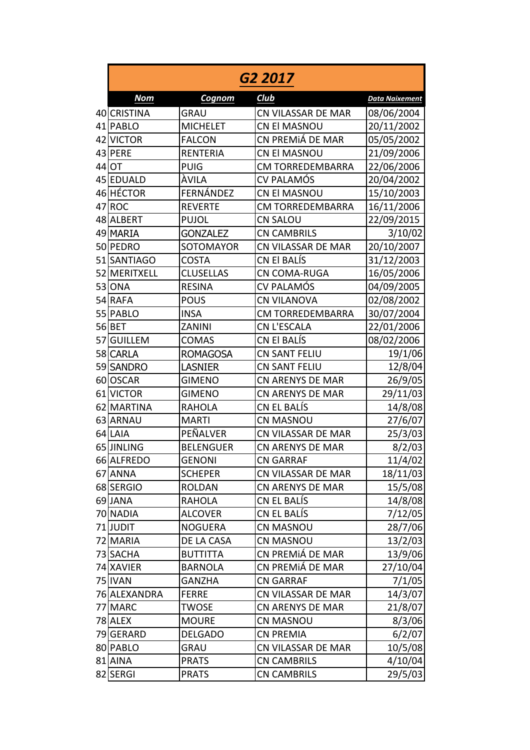| | G2 2017 | | | |
|---|---|---|---|---|
| | ***Nom*** | ***Cognom*** | ***Club*** | ***Data Naixement*** |
| 40 | CRISTINA | GRAU | CN VILASSAR DE MAR | 08/06/2004 |
| 41 | PABLO | MICHELET | CN El MASNOU | 20/11/2002 |
| 42 | VICTOR | FALCON | CN PREMiÁ DE MAR | 05/05/2002 |
| 43 | PERE | RENTERIA | CN El MASNOU | 21/09/2006 |
| 44 | OT | PUIG | CM TORREDEMBARRA | 22/06/2006 |
| 45 | EDUALD | ÀVILA | CV PALAMÓS | 20/04/2002 |
| 46 | HÉCTOR | FERNÁNDEZ | CN El MASNOU | 15/10/2003 |
| 47 | ROC | REVERTE | CM TORREDEMBARRA | 16/11/2006 |
| 48 | ALBERT | PUJOL | CN SALOU | 22/09/2015 |
| 49 | MARIA | GONZALEZ | CN CAMBRILS | 3/10/02 |
| 50 | PEDRO | SOTOMAYOR | CN VILASSAR DE MAR | 20/10/2007 |
| 51 | SANTIAGO | COSTA | CN El BALÍS | 31/12/2003 |
| 52 | MERITXELL | CLUSELLAS | CN COMA-RUGA | 16/05/2006 |
| 53 | ONA | RESINA | CV PALAMÓS | 04/09/2005 |
| 54 | RAFA | POUS | CN VILANOVA | 02/08/2002 |
| 55 | PABLO | INSA | CM TORREDEMBARRA | 30/07/2004 |
| 56 | BET | ZANINI | CN L'ESCALA | 22/01/2006 |
| 57 | GUILLEM | COMAS | CN El BALÍS | 08/02/2006 |
| 58 | CARLA | ROMAGOSA | CN SANT FELIU | 19/1/06 |
| 59 | SANDRO | LASNIER | CN SANT FELIU | 12/8/04 |
| 60 | OSCAR | GIMENO | CN ARENYS DE MAR | 26/9/05 |
| 61 | VICTOR | GIMENO | CN ARENYS DE MAR | 29/11/03 |
| 62 | MARTINA | RAHOLA | CN EL BALÍS | 14/8/08 |
| 63 | ARNAU | MARTI | CN MASNOU | 27/6/07 |
| 64 | LAIA | PEÑALVER | CN VILASSAR DE MAR | 25/3/03 |
| 65 | JINLING | BELENGUER | CN ARENYS DE MAR | 8/2/03 |
| 66 | ALFREDO | GENONI | CN GARRAF | 11/4/02 |
| 67 | ANNA | SCHEPER | CN VILASSAR DE MAR | 18/11/03 |
| 68 | SERGIO | ROLDAN | CN ARENYS DE MAR | 15/5/08 |
| 69 | JANA | RAHOLA | CN EL BALÍS | 14/8/08 |
| 70 | NADIA | ALCOVER | CN EL BALÍS | 7/12/05 |
| 71 | JUDIT | NOGUERA | CN MASNOU | 28/7/06 |
| 72 | MARIA | DE LA CASA | CN MASNOU | 13/2/03 |
| 73 | SACHA | BUTTITTA | CN PREMiÁ DE MAR | 13/9/06 |
| 74 | XAVIER | BARNOLA | CN PREMiÁ DE MAR | 27/10/04 |
| 75 | IVAN | GANZHA | CN GARRAF | 7/1/05 |
| 76 | ALEXANDRA | FERRE | CN VILASSAR DE MAR | 14/3/07 |
| 77 | MARC | TWOSE | CN ARENYS DE MAR | 21/8/07 |
| 78 | ALEX | MOURE | CN MASNOU | 8/3/06 |
| 79 | GERARD | DELGADO | CN PREMIA | 6/2/07 |
| 80 | PABLO | GRAU | CN VILASSAR DE MAR | 10/5/08 |
| 81 | AINA | PRATS | CN CAMBRILS | 4/10/04 |
| 82 | SERGI | PRATS | CN CAMBRILS | 29/5/03 |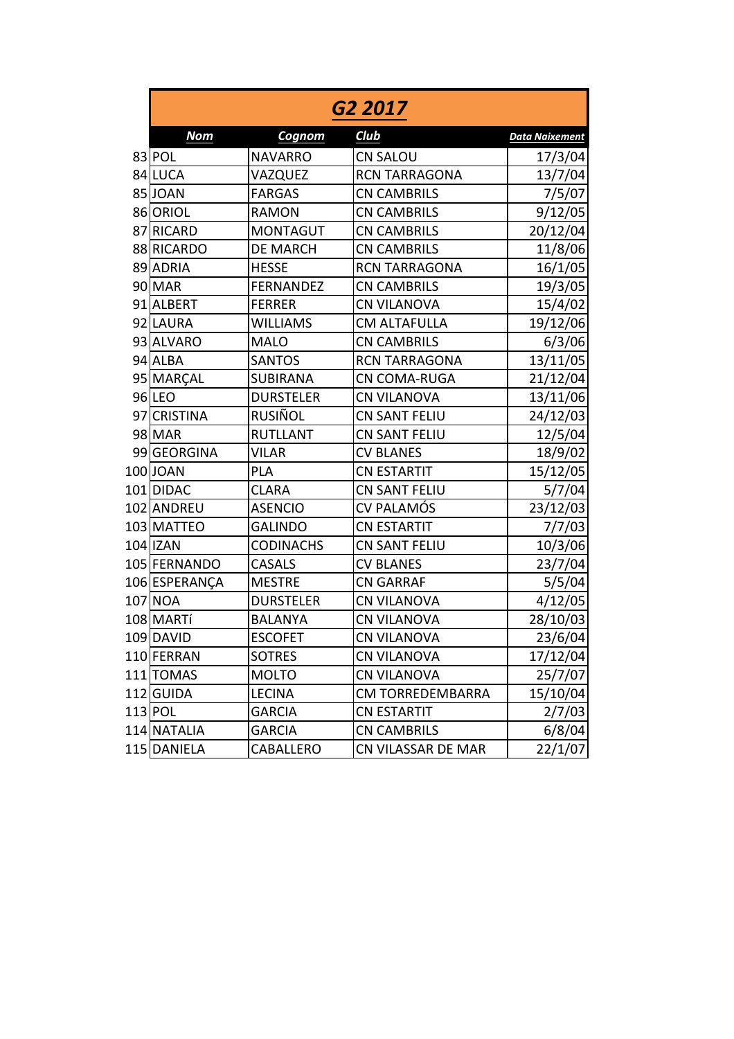# *G2 2017*

| | Nom | Cognom | Club | Data Naixement |
|---|---|---|---|---|
| 83 | POL | NAVARRO | CN SALOU | 17/3/04 |
| 84 | LUCA | VAZQUEZ | RCN TARRAGONA | 13/7/04 |
| 85 | JOAN | FARGAS | CN CAMBRILS | 7/5/07 |
| 86 | ORIOL | RAMON | CN CAMBRILS | 9/12/05 |
| 87 | RICARD | MONTAGUT | CN CAMBRILS | 20/12/04 |
| 88 | RICARDO | DE MARCH | CN CAMBRILS | 11/8/06 |
| 89 | ADRIA | HESSE | RCN TARRAGONA | 16/1/05 |
| 90 | MAR | FERNANDEZ | CN CAMBRILS | 19/3/05 |
| 91 | ALBERT | FERRER | CN VILANOVA | 15/4/02 |
| 92 | LAURA | WILLIAMS | CM ALTAFULLA | 19/12/06 |
| 93 | ALVARO | MALO | CN CAMBRILS | 6/3/06 |
| 94 | ALBA | SANTOS | RCN TARRAGONA | 13/11/05 |
| 95 | MARÇAL | SUBIRANA | CN COMA-RUGA | 21/12/04 |
| 96 | LEO | DURSTELER | CN VILANOVA | 13/11/06 |
| 97 | CRISTINA | RUSIÑOL | CN SANT FELIU | 24/12/03 |
| 98 | MAR | RUTLLANT | CN SANT FELIU | 12/5/04 |
| 99 | GEORGINA | VILAR | CV BLANES | 18/9/02 |
| 100 | JOAN | PLA | CN ESTARTIT | 15/12/05 |
| 101 | DIDAC | CLARA | CN SANT FELIU | 5/7/04 |
| 102 | ANDREU | ASENCIO | CV PALAMÓS | 23/12/03 |
| 103 | MATTEO | GALINDO | CN ESTARTIT | 7/7/03 |
| 104 | IZAN | CODINACHS | CN SANT FELIU | 10/3/06 |
| 105 | FERNANDO | CASALS | CV BLANES | 23/7/04 |
| 106 | ESPERANÇA | MESTRE | CN GARRAF | 5/5/04 |
| 107 | NOA | DURSTELER | CN VILANOVA | 4/12/05 |
| 108 | MARTí | BALANYA | CN VILANOVA | 28/10/03 |
| 109 | DAVID | ESCOFET | CN VILANOVA | 23/6/04 |
| 110 | FERRAN | SOTRES | CN VILANOVA | 17/12/04 |
| 111 | TOMAS | MOLTO | CN VILANOVA | 25/7/07 |
| 112 | GUIDA | LECINA | CM TORREDEMBARRA | 15/10/04 |
| 113 | POL | GARCIA | CN ESTARTIT | 2/7/03 |
| 114 | NATALIA | GARCIA | CN CAMBRILS | 6/8/04 |
| 115 | DANIELA | CABALLERO | CN VILASSAR DE MAR | 22/1/07 |